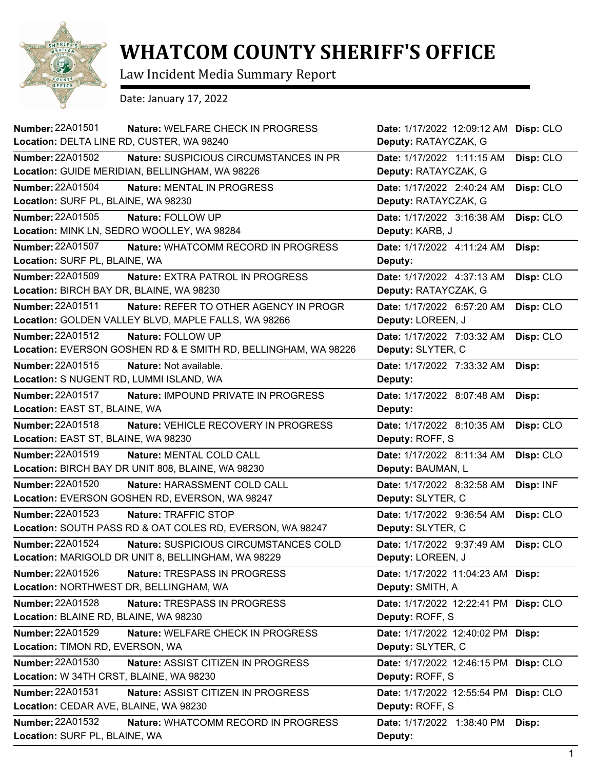# WHATCOM COUNTY SHERIFF'S OFFICE

Law Incident Media Summary Report

Date: January 17, 2022

**Number:** 22A01501 **Nature:** WELFARE CHECK IN PROGRESS **Date:** 1/17/2022 12:09:12 AM **Disp:** CLO
**Location:** DELTA LINE RD, CUSTER, WA 98240 **Deputy:** RATAYCZAK, G

**Number:** 22A01502 **Nature:** SUSPICIOUS CIRCUMSTANCES IN PR **Date:** 1/17/2022 1:11:15 AM **Disp:** CLO
**Location:** GUIDE MERIDIAN, BELLINGHAM, WA 98226 **Deputy:** RATAYCZAK, G

**Number:** 22A01504 **Nature:** MENTAL IN PROGRESS **Date:** 1/17/2022 2:40:24 AM **Disp:** CLO
**Location:** SURF PL, BLAINE, WA 98230 **Deputy:** RATAYCZAK, G

**Number:** 22A01505 **Nature:** FOLLOW UP **Date:** 1/17/2022 3:16:38 AM **Disp:** CLO
**Location:** MINK LN, SEDRO WOOLLEY, WA 98284 **Deputy:** KARB, J

**Number:** 22A01507 **Nature:** WHATCOMM RECORD IN PROGRESS **Date:** 1/17/2022 4:11:24 AM **Disp:**
**Location:** SURF PL, BLAINE, WA **Deputy:**

**Number:** 22A01509 **Nature:** EXTRA PATROL IN PROGRESS **Date:** 1/17/2022 4:37:13 AM **Disp:** CLO
**Location:** BIRCH BAY DR, BLAINE, WA 98230 **Deputy:** RATAYCZAK, G

**Number:** 22A01511 **Nature:** REFER TO OTHER AGENCY IN PROGR **Date:** 1/17/2022 6:57:20 AM **Disp:** CLO
**Location:** GOLDEN VALLEY BLVD, MAPLE FALLS, WA 98266 **Deputy:** LOREEN, J

**Number:** 22A01512 **Nature:** FOLLOW UP **Date:** 1/17/2022 7:03:32 AM **Disp:** CLO
**Location:** EVERSON GOSHEN RD & E SMITH RD, BELLINGHAM, WA 98226 **Deputy:** SLYTER, C

**Number:** 22A01515 **Nature:** Not available. **Date:** 1/17/2022 7:33:32 AM **Disp:**
**Location:** S NUGENT RD, LUMMI ISLAND, WA **Deputy:**

**Number:** 22A01517 **Nature:** IMPOUND PRIVATE IN PROGRESS **Date:** 1/17/2022 8:07:48 AM **Disp:**
**Location:** EAST ST, BLAINE, WA **Deputy:**

**Number:** 22A01518 **Nature:** VEHICLE RECOVERY IN PROGRESS **Date:** 1/17/2022 8:10:35 AM **Disp:** CLO
**Location:** EAST ST, BLAINE, WA 98230 **Deputy:** ROFF, S

**Number:** 22A01519 **Nature:** MENTAL COLD CALL **Date:** 1/17/2022 8:11:34 AM **Disp:** CLO
**Location:** BIRCH BAY DR UNIT 808, BLAINE, WA 98230 **Deputy:** BAUMAN, L

**Number:** 22A01520 **Nature:** HARASSMENT COLD CALL **Date:** 1/17/2022 8:32:58 AM **Disp:** INF
**Location:** EVERSON GOSHEN RD, EVERSON, WA 98247 **Deputy:** SLYTER, C

**Number:** 22A01523 **Nature:** TRAFFIC STOP **Date:** 1/17/2022 9:36:54 AM **Disp:** CLO
**Location:** SOUTH PASS RD & OAT COLES RD, EVERSON, WA 98247 **Deputy:** SLYTER, C

**Number:** 22A01524 **Nature:** SUSPICIOUS CIRCUMSTANCES COLD **Date:** 1/17/2022 9:37:49 AM **Disp:** CLO
**Location:** MARIGOLD DR UNIT 8, BELLINGHAM, WA 98229 **Deputy:** LOREEN, J

**Number:** 22A01526 **Nature:** TRESPASS IN PROGRESS **Date:** 1/17/2022 11:04:23 AM **Disp:**
**Location:** NORTHWEST DR, BELLINGHAM, WA **Deputy:** SMITH, A

**Number:** 22A01528 **Nature:** TRESPASS IN PROGRESS **Date:** 1/17/2022 12:22:41 PM **Disp:** CLO
**Location:** BLAINE RD, BLAINE, WA 98230 **Deputy:** ROFF, S

**Number:** 22A01529 **Nature:** WELFARE CHECK IN PROGRESS **Date:** 1/17/2022 12:40:02 PM **Disp:**
**Location:** TIMON RD, EVERSON, WA **Deputy:** SLYTER, C

**Number:** 22A01530 **Nature:** ASSIST CITIZEN IN PROGRESS **Date:** 1/17/2022 12:46:15 PM **Disp:** CLO
**Location:** W 34TH CRST, BLAINE, WA 98230 **Deputy:** ROFF, S

**Number:** 22A01531 **Nature:** ASSIST CITIZEN IN PROGRESS **Date:** 1/17/2022 12:55:54 PM **Disp:** CLO
**Location:** CEDAR AVE, BLAINE, WA 98230 **Deputy:** ROFF, S

**Number:** 22A01532 **Nature:** WHATCOMM RECORD IN PROGRESS **Date:** 1/17/2022 1:38:40 PM **Disp:**
**Location:** SURF PL, BLAINE, WA **Deputy:**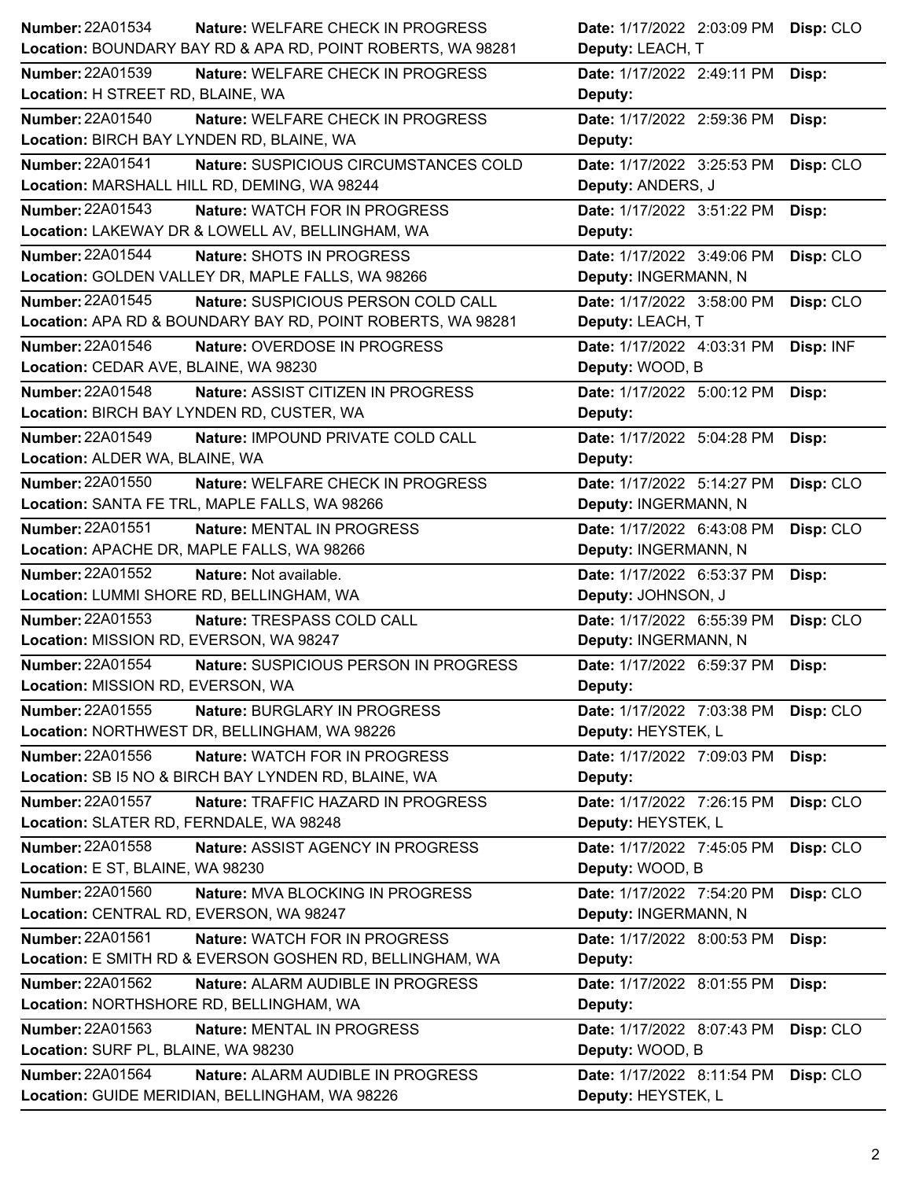| Number | Nature | Location | Date | Deputy | Disp |
|---|---|---|---|---|---|
| 22A01534 | WELFARE CHECK IN PROGRESS | BOUNDARY BAY RD & APA RD, POINT ROBERTS, WA 98281 | 1/17/2022 2:03:09 PM | LEACH, T | CLO |
| 22A01539 | WELFARE CHECK IN PROGRESS | H STREET RD, BLAINE, WA | 1/17/2022 2:49:11 PM | | |
| 22A01540 | WELFARE CHECK IN PROGRESS | BIRCH BAY LYNDEN RD, BLAINE, WA | 1/17/2022 2:59:36 PM | | |
| 22A01541 | SUSPICIOUS CIRCUMSTANCES COLD | MARSHALL HILL RD, DEMING, WA 98244 | 1/17/2022 3:25:53 PM | ANDERS, J | CLO |
| 22A01543 | WATCH FOR IN PROGRESS | LAKEWAY DR & LOWELL AV, BELLINGHAM, WA | 1/17/2022 3:51:22 PM | | |
| 22A01544 | SHOTS IN PROGRESS | GOLDEN VALLEY DR, MAPLE FALLS, WA 98266 | 1/17/2022 3:49:06 PM | INGERMANN, N | CLO |
| 22A01545 | SUSPICIOUS PERSON COLD CALL | APA RD & BOUNDARY BAY RD, POINT ROBERTS, WA 98281 | 1/17/2022 3:58:00 PM | LEACH, T | CLO |
| 22A01546 | OVERDOSE IN PROGRESS | CEDAR AVE, BLAINE, WA 98230 | 1/17/2022 4:03:31 PM | WOOD, B | INF |
| 22A01548 | ASSIST CITIZEN IN PROGRESS | BIRCH BAY LYNDEN RD, CUSTER, WA | 1/17/2022 5:00:12 PM | | |
| 22A01549 | IMPOUND PRIVATE COLD CALL | ALDER WA, BLAINE, WA | 1/17/2022 5:04:28 PM | | |
| 22A01550 | WELFARE CHECK IN PROGRESS | SANTA FE TRL, MAPLE FALLS, WA 98266 | 1/17/2022 5:14:27 PM | INGERMANN, N | CLO |
| 22A01551 | MENTAL IN PROGRESS | APACHE DR, MAPLE FALLS, WA 98266 | 1/17/2022 6:43:08 PM | INGERMANN, N | CLO |
| 22A01552 | Not available. | LUMMI SHORE RD, BELLINGHAM, WA | 1/17/2022 6:53:37 PM | JOHNSON, J | |
| 22A01553 | TRESPASS COLD CALL | MISSION RD, EVERSON, WA 98247 | 1/17/2022 6:55:39 PM | INGERMANN, N | CLO |
| 22A01554 | SUSPICIOUS PERSON IN PROGRESS | MISSION RD, EVERSON, WA | 1/17/2022 6:59:37 PM | | |
| 22A01555 | BURGLARY IN PROGRESS | NORTHWEST DR, BELLINGHAM, WA 98226 | 1/17/2022 7:03:38 PM | HEYSTEK, L | CLO |
| 22A01556 | WATCH FOR IN PROGRESS | SB I5 NO & BIRCH BAY LYNDEN RD, BLAINE, WA | 1/17/2022 7:09:03 PM | | |
| 22A01557 | TRAFFIC HAZARD IN PROGRESS | SLATER RD, FERNDALE, WA 98248 | 1/17/2022 7:26:15 PM | HEYSTEK, L | CLO |
| 22A01558 | ASSIST AGENCY IN PROGRESS | E ST, BLAINE, WA 98230 | 1/17/2022 7:45:05 PM | WOOD, B | CLO |
| 22A01560 | MVA BLOCKING IN PROGRESS | CENTRAL RD, EVERSON, WA 98247 | 1/17/2022 7:54:20 PM | INGERMANN, N | CLO |
| 22A01561 | WATCH FOR IN PROGRESS | E SMITH RD & EVERSON GOSHEN RD, BELLINGHAM, WA | 1/17/2022 8:00:53 PM | | |
| 22A01562 | ALARM AUDIBLE IN PROGRESS | NORTHSHORE RD, BELLINGHAM, WA | 1/17/2022 8:01:55 PM | | |
| 22A01563 | MENTAL IN PROGRESS | SURF PL, BLAINE, WA 98230 | 1/17/2022 8:07:43 PM | WOOD, B | CLO |
| 22A01564 | ALARM AUDIBLE IN PROGRESS | GUIDE MERIDIAN, BELLINGHAM, WA 98226 | 1/17/2022 8:11:54 PM | HEYSTEK, L | CLO |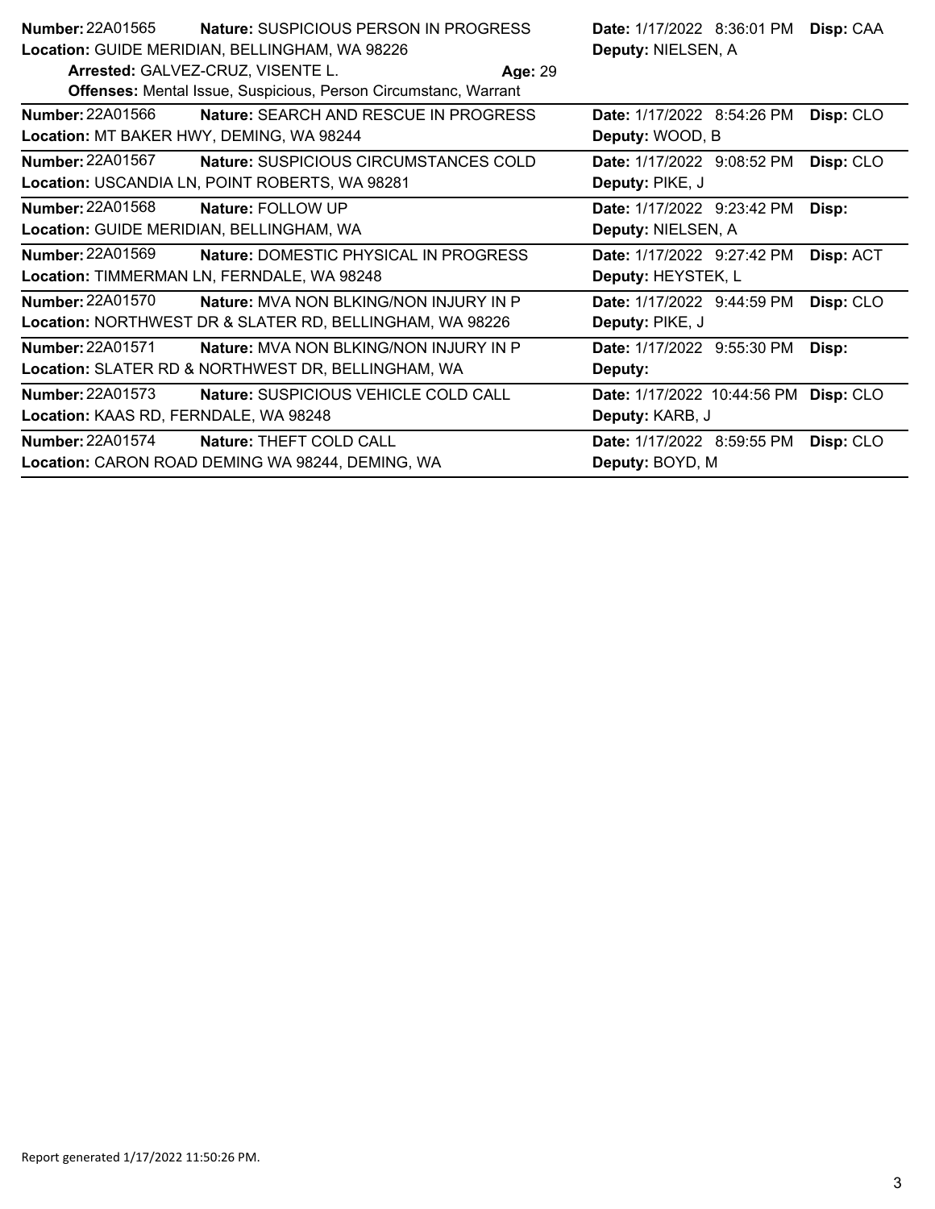**Number:** 22A01565 **Nature:** SUSPICIOUS PERSON IN PROGRESS **Date:** 1/17/2022 8:36:01 PM **Disp:** CAA
**Location:** GUIDE MERIDIAN, BELLINGHAM, WA 98226 **Deputy:** NIELSEN, A
**Arrested:** GALVEZ-CRUZ, VISENTE L. **Age:** 29
**Offenses:** Mental Issue, Suspicious, Person Circumstanc, Warrant

---

**Number:** 22A01566 **Nature:** SEARCH AND RESCUE IN PROGRESS **Date:** 1/17/2022 8:54:26 PM **Disp:** CLO
**Location:** MT BAKER HWY, DEMING, WA 98244 **Deputy:** WOOD, B

---

**Number:** 22A01567 **Nature:** SUSPICIOUS CIRCUMSTANCES COLD **Date:** 1/17/2022 9:08:52 PM **Disp:** CLO
**Location:** USCANDIA LN, POINT ROBERTS, WA 98281 **Deputy:** PIKE, J

---

**Number:** 22A01568 **Nature:** FOLLOW UP **Date:** 1/17/2022 9:23:42 PM **Disp:**
**Location:** GUIDE MERIDIAN, BELLINGHAM, WA **Deputy:** NIELSEN, A

---

**Number:** 22A01569 **Nature:** DOMESTIC PHYSICAL IN PROGRESS **Date:** 1/17/2022 9:27:42 PM **Disp:** ACT
**Location:** TIMMERMAN LN, FERNDALE, WA 98248 **Deputy:** HEYSTEK, L

---

**Number:** 22A01570 **Nature:** MVA NON BLKING/NON INJURY IN P **Date:** 1/17/2022 9:44:59 PM **Disp:** CLO
**Location:** NORTHWEST DR & SLATER RD, BELLINGHAM, WA 98226 **Deputy:** PIKE, J

---

**Number:** 22A01571 **Nature:** MVA NON BLKING/NON INJURY IN P **Date:** 1/17/2022 9:55:30 PM **Disp:**
**Location:** SLATER RD & NORTHWEST DR, BELLINGHAM, WA **Deputy:**

---

**Number:** 22A01573 **Nature:** SUSPICIOUS VEHICLE COLD CALL **Date:** 1/17/2022 10:44:56 PM **Disp:** CLO
**Location:** KAAS RD, FERNDALE, WA 98248 **Deputy:** KARB, J

---

**Number:** 22A01574 **Nature:** THEFT COLD CALL **Date:** 1/17/2022 8:59:55 PM **Disp:** CLO
**Location:** CARON ROAD DEMING WA 98244, DEMING, WA **Deputy:** BOYD, M

---

Report generated 1/17/2022 11:50:26 PM.